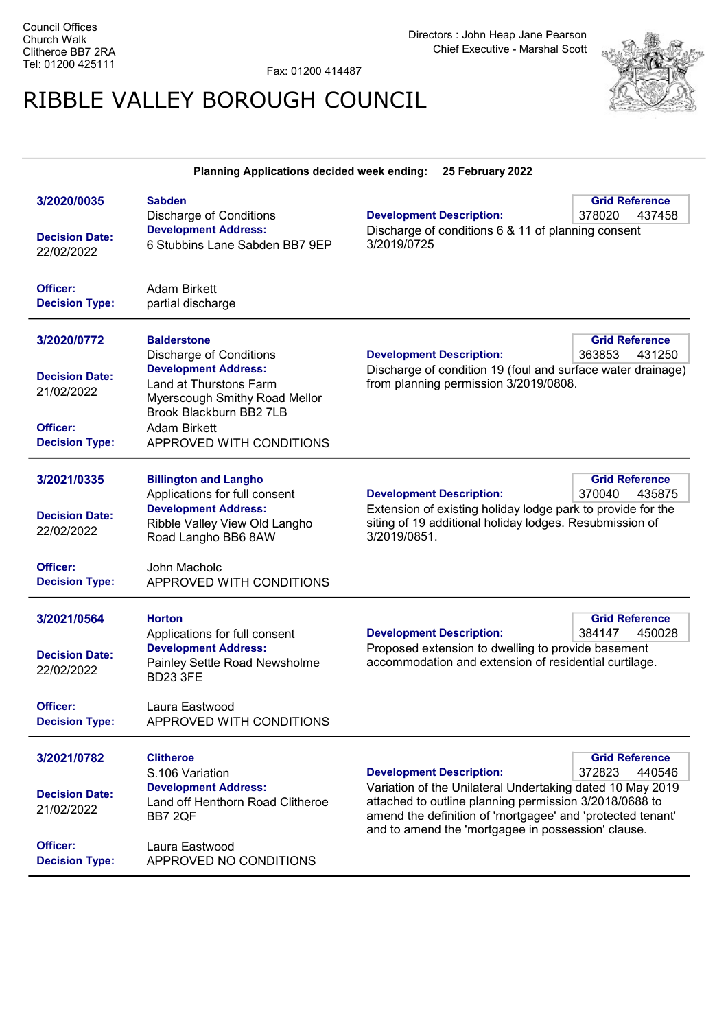Council Offices
Church Walk
Clitheroe BB7 2RA
Tel: 01200 425111

Fax: 01200 414487

Directors : John Heap Jane Pearson
Chief Executive - Marshal Scott

# RIBBLE VALLEY BOROUGH COUNCIL

**Planning Applications decided week ending: 25 February 2022**

---

**3/2020/0035**

**Sabden**
Discharge of Conditions

**Grid Reference:** 378020 437458

**Decision Date:** 22/02/2022

**Development Address:** 6 Stubbins Lane Sabden BB7 9EP

**Development Description:** Discharge of conditions 6 & 11 of planning consent 3/2019/0725

**Officer:** Adam Birkett

**Decision Type:** partial discharge

---

**3/2020/0772**

**Balderstone**
Discharge of Conditions

**Grid Reference:** 363853 431250

**Decision Date:** 21/02/2022

**Development Address:** Land at Thurstons Farm Myerscough Smithy Road Mellor Brook Blackburn BB2 7LB

**Development Description:** Discharge of condition 19 (foul and surface water drainage) from planning permission 3/2019/0808.

**Officer:** Adam Birkett

**Decision Type:** APPROVED WITH CONDITIONS

---

**3/2021/0335**

**Billington and Langho**
Applications for full consent

**Grid Reference:** 370040 435875

**Decision Date:** 22/02/2022

**Development Address:** Ribble Valley View Old Langho Road Langho BB6 8AW

**Development Description:** Extension of existing holiday lodge park to provide for the siting of 19 additional holiday lodges. Resubmission of 3/2019/0851.

**Officer:** John Macholc

**Decision Type:** APPROVED WITH CONDITIONS

---

**3/2021/0564**

**Horton**
Applications for full consent

**Grid Reference:** 384147 450028

**Decision Date:** 22/02/2022

**Development Address:** Painley Settle Road Newsholme BD23 3FE

**Development Description:** Proposed extension to dwelling to provide basement accommodation and extension of residential curtilage.

**Officer:** Laura Eastwood

**Decision Type:** APPROVED WITH CONDITIONS

---

**3/2021/0782**

**Clitheroe**
S.106 Variation

**Grid Reference:** 372823 440546

**Decision Date:** 21/02/2022

**Development Address:** Land off Henthorn Road Clitheroe BB7 2QF

**Development Description:** Variation of the Unilateral Undertaking dated 10 May 2019 attached to outline planning permission 3/2018/0688 to amend the definition of 'mortgagee' and 'protected tenant' and to amend the 'mortgagee in possession' clause.

**Officer:** Laura Eastwood

**Decision Type:** APPROVED NO CONDITIONS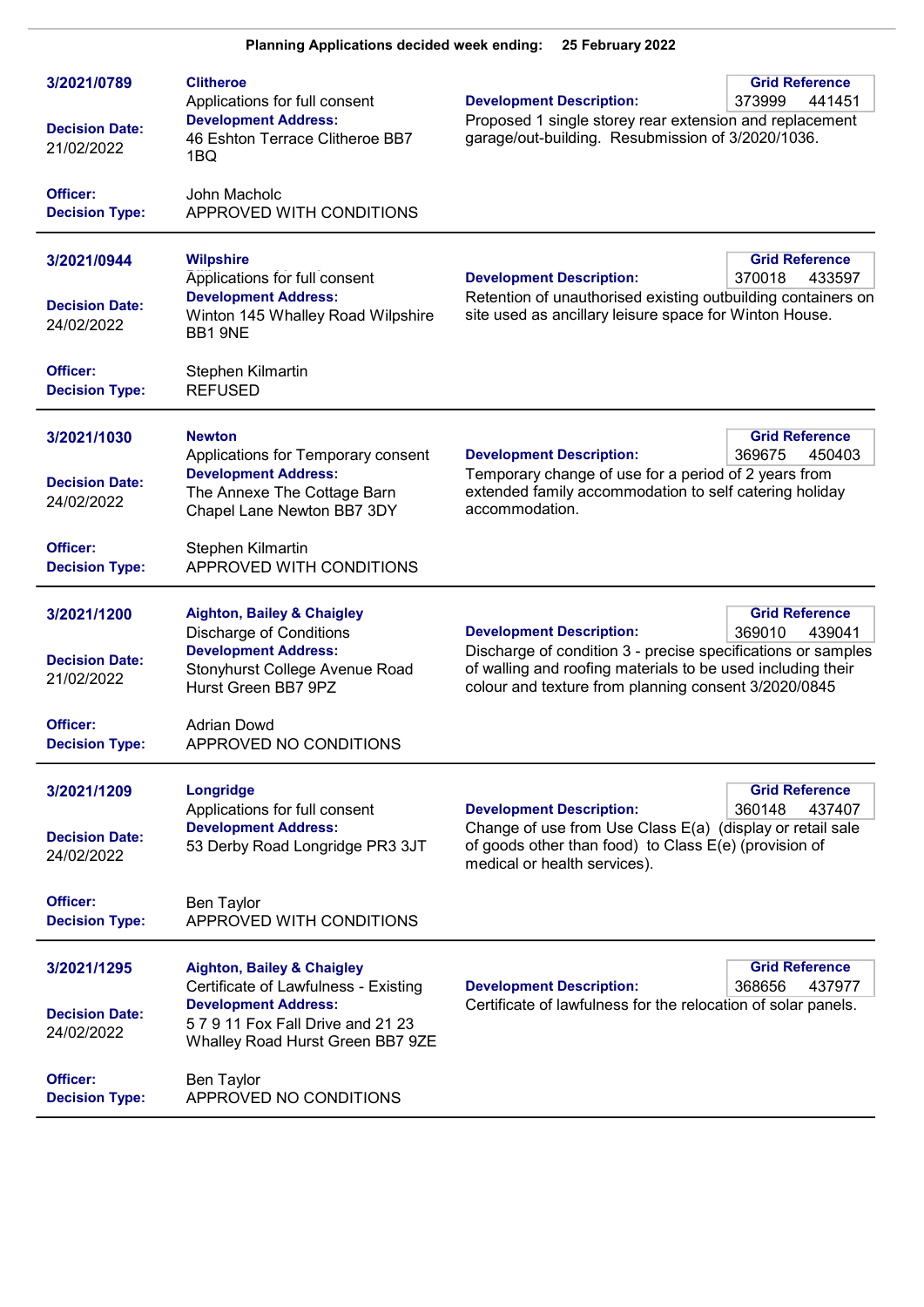**Planning Applications decided week ending: 25 February 2022**

---

**3/2021/0789**

**Clitheroe**
Applications for full consent

**Development Address:**
46 Eshton Terrace Clitheroe BB7 1BQ

**Development Description:**
Proposed 1 single storey rear extension and replacement garage/out-building. Resubmission of 3/2020/1036.

**Grid Reference:** 373999 441451

**Decision Date:** 21/02/2022

**Officer:** John Macholc
**Decision Type:** APPROVED WITH CONDITIONS

---

**3/2021/0944**

**Wilpshire**
Applications for full consent

**Development Address:**
Winton 145 Whalley Road Wilpshire BB1 9NE

**Development Description:**
Retention of unauthorised existing outbuilding containers on site used as ancillary leisure space for Winton House.

**Grid Reference:** 370018 433597

**Decision Date:** 24/02/2022

**Officer:** Stephen Kilmartin
**Decision Type:** REFUSED

---

**3/2021/1030**

**Newton**
Applications for Temporary consent

**Development Address:**
The Annexe The Cottage Barn Chapel Lane Newton BB7 3DY

**Development Description:**
Temporary change of use for a period of 2 years from extended family accommodation to self catering holiday accommodation.

**Grid Reference:** 369675 450403

**Decision Date:** 24/02/2022

**Officer:** Stephen Kilmartin
**Decision Type:** APPROVED WITH CONDITIONS

---

**3/2021/1200**

**Aighton, Bailey & Chaigley**
Discharge of Conditions

**Development Address:**
Stonyhurst College Avenue Road Hurst Green BB7 9PZ

**Development Description:**
Discharge of condition 3 - precise specifications or samples of walling and roofing materials to be used including their colour and texture from planning consent 3/2020/0845

**Grid Reference:** 369010 439041

**Decision Date:** 21/02/2022

**Officer:** Adrian Dowd
**Decision Type:** APPROVED NO CONDITIONS

---

**3/2021/1209**

**Longridge**
Applications for full consent

**Development Address:**
53 Derby Road Longridge PR3 3JT

**Development Description:**
Change of use from Use Class E(a) (display or retail sale of goods other than food) to Class E(e) (provision of medical or health services).

**Grid Reference:** 360148 437407

**Decision Date:** 24/02/2022

**Officer:** Ben Taylor
**Decision Type:** APPROVED WITH CONDITIONS

---

**3/2021/1295**

**Aighton, Bailey & Chaigley**
Certificate of Lawfulness - Existing

**Development Address:**
5 7 9 11 Fox Fall Drive and 21 23 Whalley Road Hurst Green BB7 9ZE

**Development Description:**
Certificate of lawfulness for the relocation of solar panels.

**Grid Reference:** 368656 437977

**Decision Date:** 24/02/2022

**Officer:** Ben Taylor
**Decision Type:** APPROVED NO CONDITIONS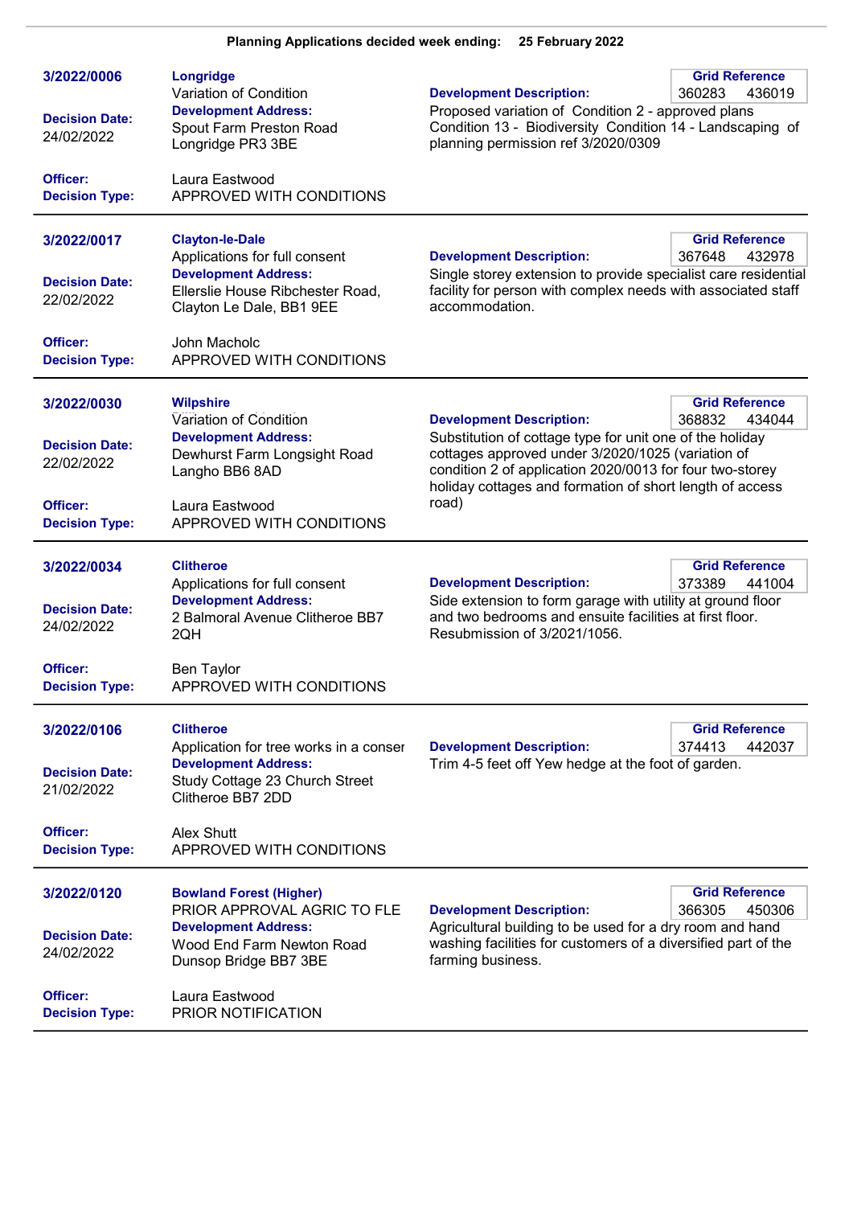**Planning Applications decided week ending: 25 February 2022**

---

**3/2022/0006**

**Longridge**
Variation of Condition

**Development Address:**
Spout Farm Preston Road Longridge PR3 3BE

**Decision Date:** 24/02/2022

**Officer:** Laura Eastwood
**Decision Type:** APPROVED WITH CONDITIONS

**Grid Reference:** 360283 436019

**Development Description:**
Proposed variation of Condition 2 - approved plans Condition 13 - Biodiversity Condition 14 - Landscaping of planning permission ref 3/2020/0309

---

**3/2022/0017**

**Clayton-le-Dale**
Applications for full consent

**Development Address:**
Ellerslie House Ribchester Road, Clayton Le Dale, BB1 9EE

**Decision Date:** 22/02/2022

**Officer:** John Macholc
**Decision Type:** APPROVED WITH CONDITIONS

**Grid Reference:** 367648 432978

**Development Description:**
Single storey extension to provide specialist care residential facility for person with complex needs with associated staff accommodation.

---

**3/2022/0030**

**Wilpshire**
Variation of Condition

**Development Address:**
Dewhurst Farm Longsight Road Langho BB6 8AD

**Decision Date:** 22/02/2022

**Officer:** Laura Eastwood
**Decision Type:** APPROVED WITH CONDITIONS

**Grid Reference:** 368832 434044

**Development Description:**
Substitution of cottage type for unit one of the holiday cottages approved under 3/2020/1025 (variation of condition 2 of application 2020/0013 for four two-storey holiday cottages and formation of short length of access road)

---

**3/2022/0034**

**Clitheroe**
Applications for full consent

**Development Address:**
2 Balmoral Avenue Clitheroe BB7 2QH

**Decision Date:** 24/02/2022

**Officer:** Ben Taylor
**Decision Type:** APPROVED WITH CONDITIONS

**Grid Reference:** 373389 441004

**Development Description:**
Side extension to form garage with utility at ground floor and two bedrooms and ensuite facilities at first floor. Resubmission of 3/2021/1056.

---

**3/2022/0106**

**Clitheroe**
Application for tree works in a conser

**Development Address:**
Study Cottage 23 Church Street Clitheroe BB7 2DD

**Decision Date:** 21/02/2022

**Officer:** Alex Shutt
**Decision Type:** APPROVED WITH CONDITIONS

**Grid Reference:** 374413 442037

**Development Description:**
Trim 4-5 feet off Yew hedge at the foot of garden.

---

**3/2022/0120**

**Bowland Forest (Higher)**
PRIOR APPROVAL AGRIC TO FLE

**Development Address:**
Wood End Farm Newton Road Dunsop Bridge BB7 3BE

**Decision Date:** 24/02/2022

**Officer:** Laura Eastwood
**Decision Type:** PRIOR NOTIFICATION

**Grid Reference:** 366305 450306

**Development Description:**
Agricultural building to be used for a dry room and hand washing facilities for customers of a diversified part of the farming business.

---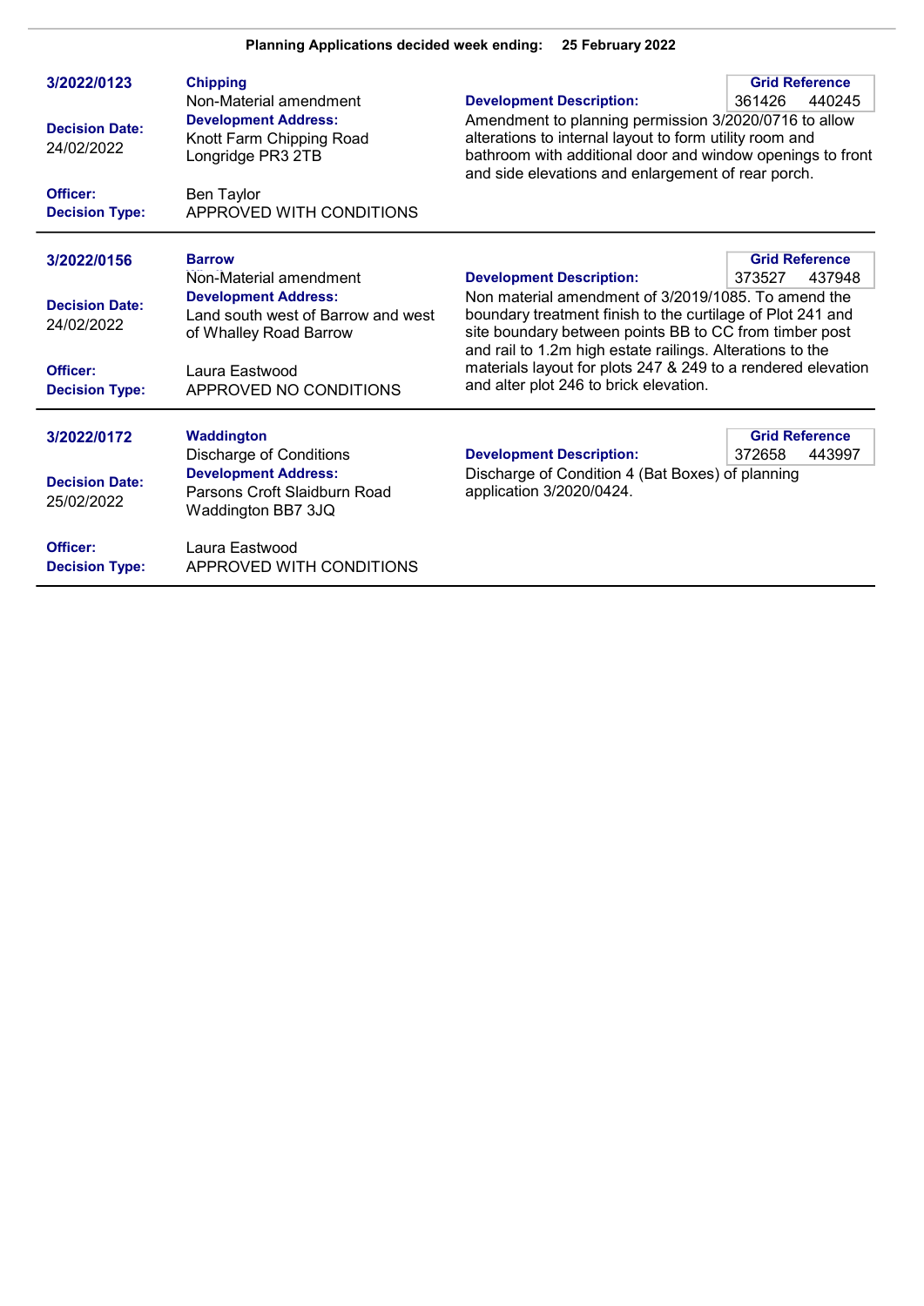**Planning Applications decided week ending: 25 February 2022**

---

**3/2022/0123**

**Chipping**
Non-Material amendment

**Grid Reference** 361426 440245

**Decision Date:** 24/02/2022

**Development Address:**
Knott Farm Chipping Road
Longridge PR3 2TB

**Development Description:**
Amendment to planning permission 3/2020/0716 to allow alterations to internal layout to form utility room and bathroom with additional door and window openings to front and side elevations and enlargement of rear porch.

**Officer:** Ben Taylor

**Decision Type:** APPROVED WITH CONDITIONS

---

**3/2022/0156**

**Barrow**
Non-Material amendment

**Grid Reference** 373527 437948

**Decision Date:** 24/02/2022

**Development Address:**
Land south west of Barrow and west of Whalley Road Barrow

**Development Description:**
Non material amendment of 3/2019/1085. To amend the boundary treatment finish to the curtilage of Plot 241 and site boundary between points BB to CC from timber post and rail to 1.2m high estate railings. Alterations to the materials layout for plots 247 & 249 to a rendered elevation and alter plot 246 to brick elevation.

**Officer:** Laura Eastwood

**Decision Type:** APPROVED NO CONDITIONS

---

**3/2022/0172**

**Waddington**
Discharge of Conditions

**Grid Reference** 372658 443997

**Decision Date:** 25/02/2022

**Development Address:**
Parsons Croft Slaidburn Road
Waddington BB7 3JQ

**Development Description:**
Discharge of Condition 4 (Bat Boxes) of planning application 3/2020/0424.

**Officer:** Laura Eastwood

**Decision Type:** APPROVED WITH CONDITIONS